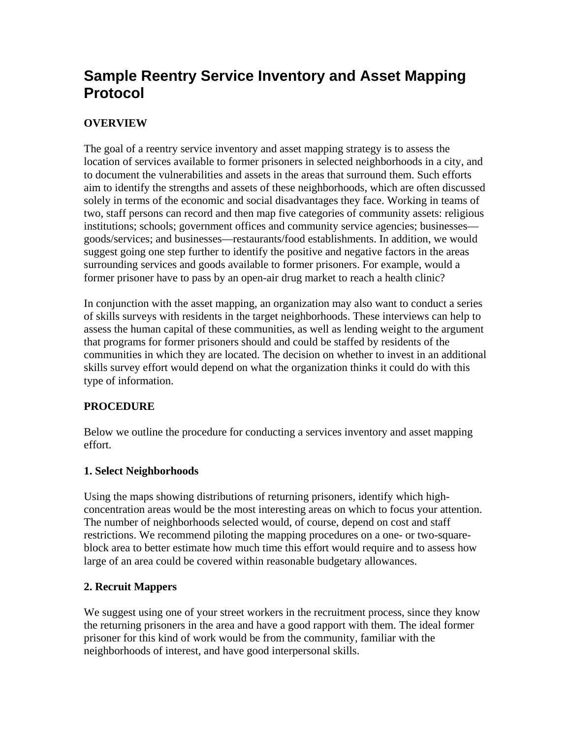# Sample Reentry Service Inventory and Asset Mapping Protocol

### OVERVIEW

The goal of a reentry service inventory and asset mapping strategy is to assess the location of services available to former prisoners in selected neighborhoods in a city, and to document the vulnerabilities and assets in the areas that surround them. Such efforts aim to identify the strengths and assets of these neighborhoods, which are often discussed solely in terms of the economic and social disadvantages they face. Working in teams of two, staff persons can record and then map five categories of community assets: religious institutions; schools; government offices and community service agencies; businesses—goods/services; and businesses—restaurants/food establishments. In addition, we would suggest going one step further to identify the positive and negative factors in the areas surrounding services and goods available to former prisoners. For example, would a former prisoner have to pass by an open-air drug market to reach a health clinic?

In conjunction with the asset mapping, an organization may also want to conduct a series of skills surveys with residents in the target neighborhoods. These interviews can help to assess the human capital of these communities, as well as lending weight to the argument that programs for former prisoners should and could be staffed by residents of the communities in which they are located. The decision on whether to invest in an additional skills survey effort would depend on what the organization thinks it could do with this type of information.

### PROCEDURE

Below we outline the procedure for conducting a services inventory and asset mapping effort.

#### 1. Select Neighborhoods

Using the maps showing distributions of returning prisoners, identify which high-concentration areas would be the most interesting areas on which to focus your attention. The number of neighborhoods selected would, of course, depend on cost and staff restrictions. We recommend piloting the mapping procedures on a one- or two-square-block area to better estimate how much time this effort would require and to assess how large of an area could be covered within reasonable budgetary allowances.

#### 2. Recruit Mappers

We suggest using one of your street workers in the recruitment process, since they know the returning prisoners in the area and have a good rapport with them. The ideal former prisoner for this kind of work would be from the community, familiar with the neighborhoods of interest, and have good interpersonal skills.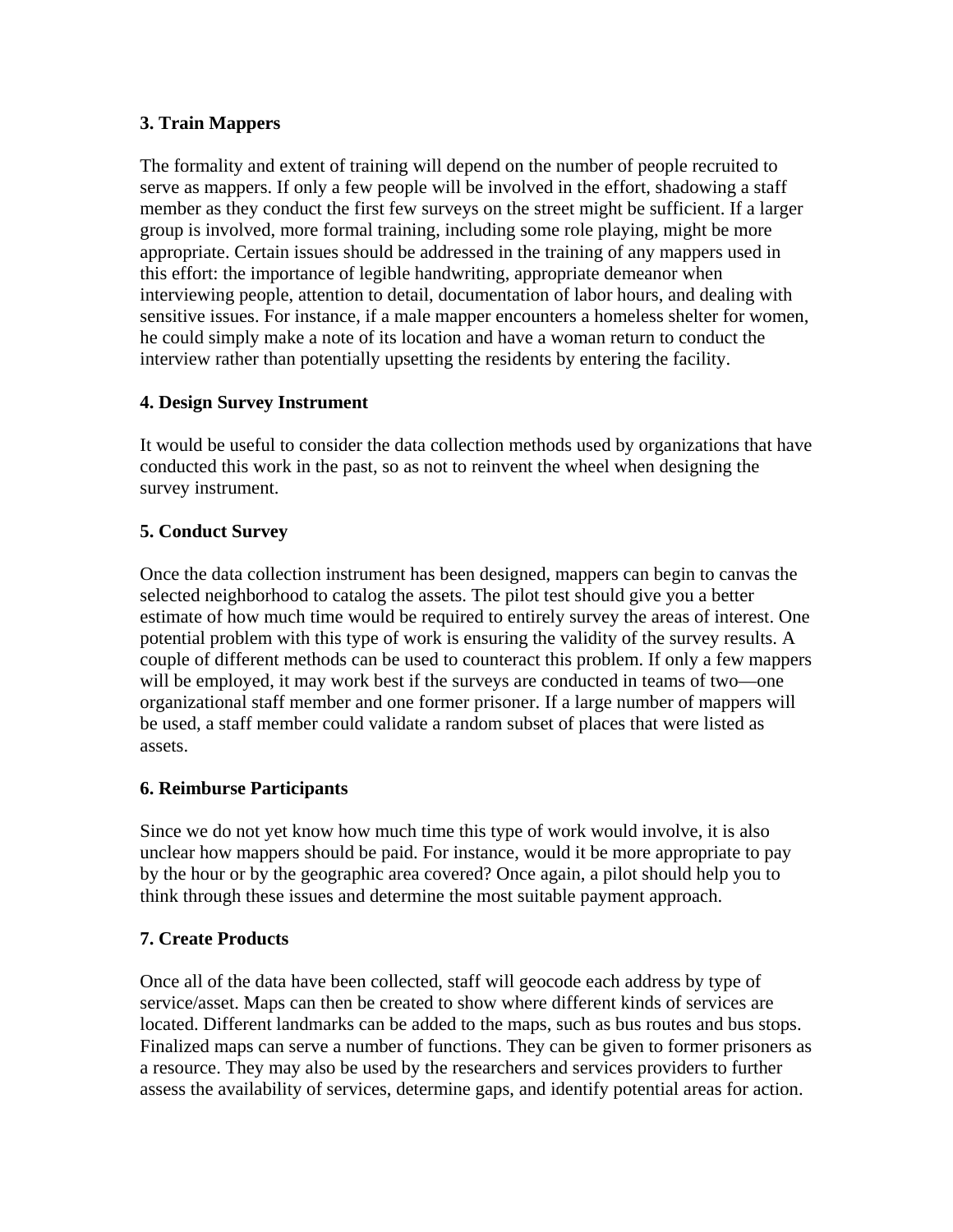**3. Train Mappers**

The formality and extent of training will depend on the number of people recruited to serve as mappers. If only a few people will be involved in the effort, shadowing a staff member as they conduct the first few surveys on the street might be sufficient. If a larger group is involved, more formal training, including some role playing, might be more appropriate. Certain issues should be addressed in the training of any mappers used in this effort: the importance of legible handwriting, appropriate demeanor when interviewing people, attention to detail, documentation of labor hours, and dealing with sensitive issues. For instance, if a male mapper encounters a homeless shelter for women, he could simply make a note of its location and have a woman return to conduct the interview rather than potentially upsetting the residents by entering the facility.

**4. Design Survey Instrument**

It would be useful to consider the data collection methods used by organizations that have conducted this work in the past, so as not to reinvent the wheel when designing the survey instrument.

**5. Conduct Survey**

Once the data collection instrument has been designed, mappers can begin to canvas the selected neighborhood to catalog the assets. The pilot test should give you a better estimate of how much time would be required to entirely survey the areas of interest. One potential problem with this type of work is ensuring the validity of the survey results. A couple of different methods can be used to counteract this problem. If only a few mappers will be employed, it may work best if the surveys are conducted in teams of two—one organizational staff member and one former prisoner. If a large number of mappers will be used, a staff member could validate a random subset of places that were listed as assets.

**6. Reimburse Participants**

Since we do not yet know how much time this type of work would involve, it is also unclear how mappers should be paid. For instance, would it be more appropriate to pay by the hour or by the geographic area covered? Once again, a pilot should help you to think through these issues and determine the most suitable payment approach.

**7. Create Products**

Once all of the data have been collected, staff will geocode each address by type of service/asset. Maps can then be created to show where different kinds of services are located. Different landmarks can be added to the maps, such as bus routes and bus stops. Finalized maps can serve a number of functions. They can be given to former prisoners as a resource. They may also be used by the researchers and services providers to further assess the availability of services, determine gaps, and identify potential areas for action.